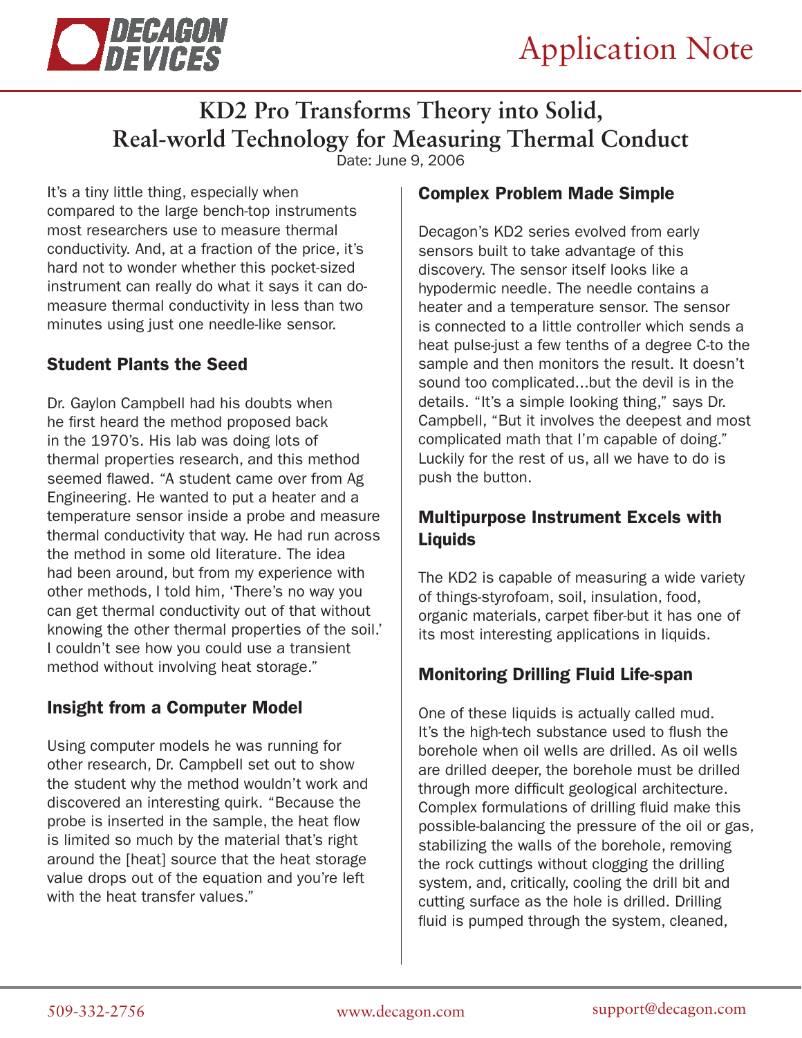# KD2 Pro Transforms Theory into Solid, Real-world Technology for Measuring Thermal Conduct

Date: June 9, 2006

It's a tiny little thing, especially when compared to the large bench-top instruments most researchers use to measure thermal conductivity. And, at a fraction of the price, it's hard not to wonder whether this pocket-sized instrument can really do what it says it can do-measure thermal conductivity in less than two minutes using just one needle-like sensor.

## Student Plants the Seed

Dr. Gaylon Campbell had his doubts when he first heard the method proposed back in the 1970's. His lab was doing lots of thermal properties research, and this method seemed flawed. "A student came over from Ag Engineering. He wanted to put a heater and a temperature sensor inside a probe and measure thermal conductivity that way. He had run across the method in some old literature. The idea had been around, but from my experience with other methods, I told him, 'There's no way you can get thermal conductivity out of that without knowing the other thermal properties of the soil.' I couldn't see how you could use a transient method without involving heat storage."

## Insight from a Computer Model

Using computer models he was running for other research, Dr. Campbell set out to show the student why the method wouldn't work and discovered an interesting quirk. "Because the probe is inserted in the sample, the heat flow is limited so much by the material that's right around the [heat] source that the heat storage value drops out of the equation and you're left with the heat transfer values."

## Complex Problem Made Simple

Decagon's KD2 series evolved from early sensors built to take advantage of this discovery. The sensor itself looks like a hypodermic needle. The needle contains a heater and a temperature sensor. The sensor is connected to a little controller which sends a heat pulse-just a few tenths of a degree C-to the sample and then monitors the result. It doesn't sound too complicated...but the devil is in the details. "It's a simple looking thing," says Dr. Campbell, "But it involves the deepest and most complicated math that I'm capable of doing." Luckily for the rest of us, all we have to do is push the button.

## Multipurpose Instrument Excels with Liquids

The KD2 is capable of measuring a wide variety of things-styrofoam, soil, insulation, food, organic materials, carpet fiber-but it has one of its most interesting applications in liquids.

## Monitoring Drilling Fluid Life-span

One of these liquids is actually called mud. It's the high-tech substance used to flush the borehole when oil wells are drilled. As oil wells are drilled deeper, the borehole must be drilled through more difficult geological architecture. Complex formulations of drilling fluid make this possible-balancing the pressure of the oil or gas, stabilizing the walls of the borehole, removing the rock cuttings without clogging the drilling system, and, critically, cooling the drill bit and cutting surface as the hole is drilled. Drilling fluid is pumped through the system, cleaned,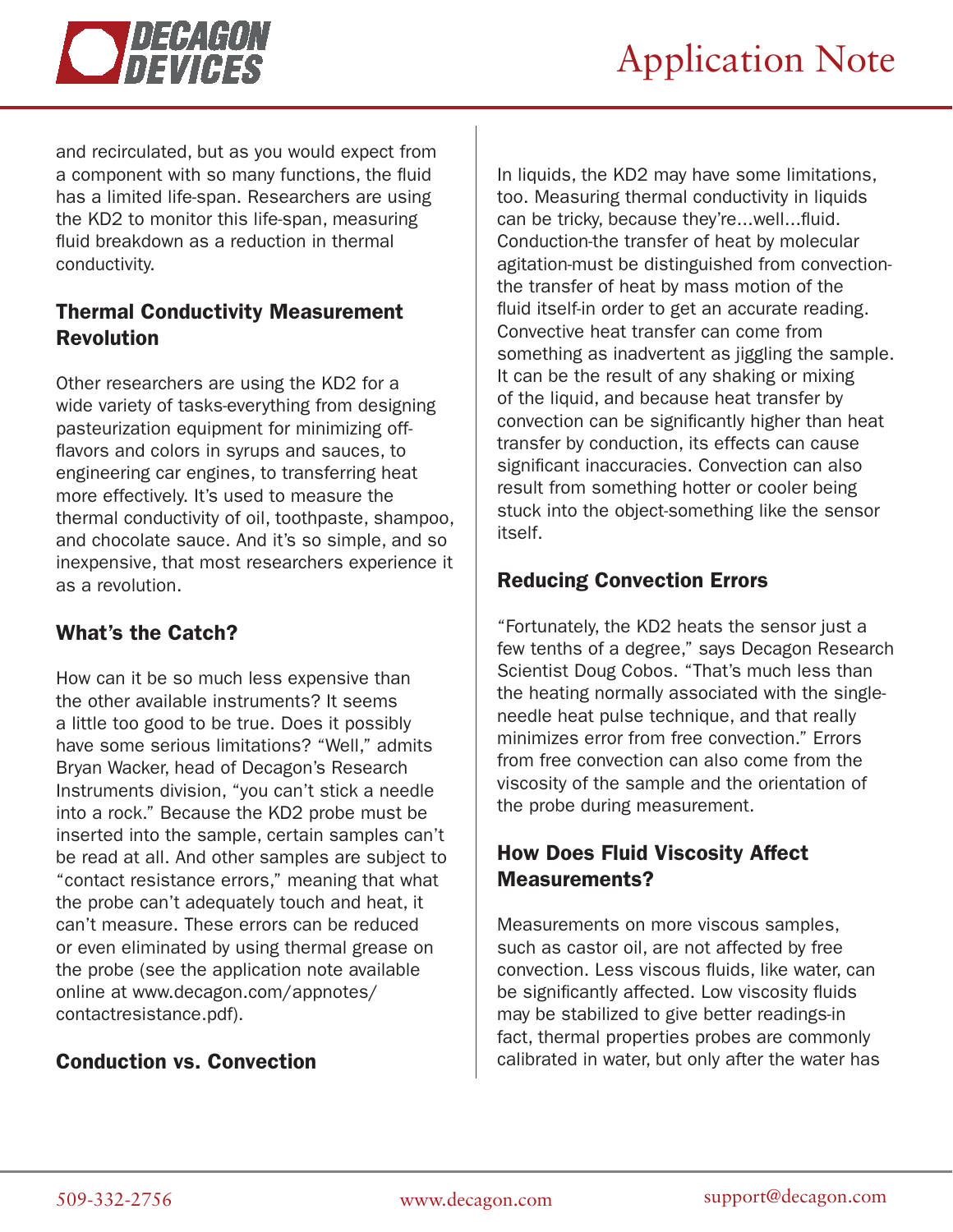and recirculated, but as you would expect from a component with so many functions, the fluid has a limited life-span. Researchers are using the KD2 to monitor this life-span, measuring fluid breakdown as a reduction in thermal conductivity.

## Thermal Conductivity Measurement Revolution

Other researchers are using the KD2 for a wide variety of tasks-everything from designing pasteurization equipment for minimizing off-flavors and colors in syrups and sauces, to engineering car engines, to transferring heat more effectively. It's used to measure the thermal conductivity of oil, toothpaste, shampoo, and chocolate sauce. And it's so simple, and so inexpensive, that most researchers experience it as a revolution.

## What's the Catch?

How can it be so much less expensive than the other available instruments? It seems a little too good to be true. Does it possibly have some serious limitations? "Well," admits Bryan Wacker, head of Decagon's Research Instruments division, "you can't stick a needle into a rock." Because the KD2 probe must be inserted into the sample, certain samples can't be read at all. And other samples are subject to "contact resistance errors," meaning that what the probe can't adequately touch and heat, it can't measure. These errors can be reduced or even eliminated by using thermal grease on the probe (see the application note available online at www.decagon.com/appnotes/contactresistance.pdf).

## Conduction vs. Convection

In liquids, the KD2 may have some limitations, too. Measuring thermal conductivity in liquids can be tricky, because they're...well...fluid. Conduction-the transfer of heat by molecular agitation-must be distinguished from convection-the transfer of heat by mass motion of the fluid itself-in order to get an accurate reading. Convective heat transfer can come from something as inadvertent as jiggling the sample. It can be the result of any shaking or mixing of the liquid, and because heat transfer by convection can be significantly higher than heat transfer by conduction, its effects can cause significant inaccuracies. Convection can also result from something hotter or cooler being stuck into the object-something like the sensor itself.

## Reducing Convection Errors

"Fortunately, the KD2 heats the sensor just a few tenths of a degree," says Decagon Research Scientist Doug Cobos. "That's much less than the heating normally associated with the single-needle heat pulse technique, and that really minimizes error from free convection." Errors from free convection can also come from the viscosity of the sample and the orientation of the probe during measurement.

## How Does Fluid Viscosity Affect Measurements?

Measurements on more viscous samples, such as castor oil, are not affected by free convection. Less viscous fluids, like water, can be significantly affected. Low viscosity fluids may be stabilized to give better readings-in fact, thermal properties probes are commonly calibrated in water, but only after the water has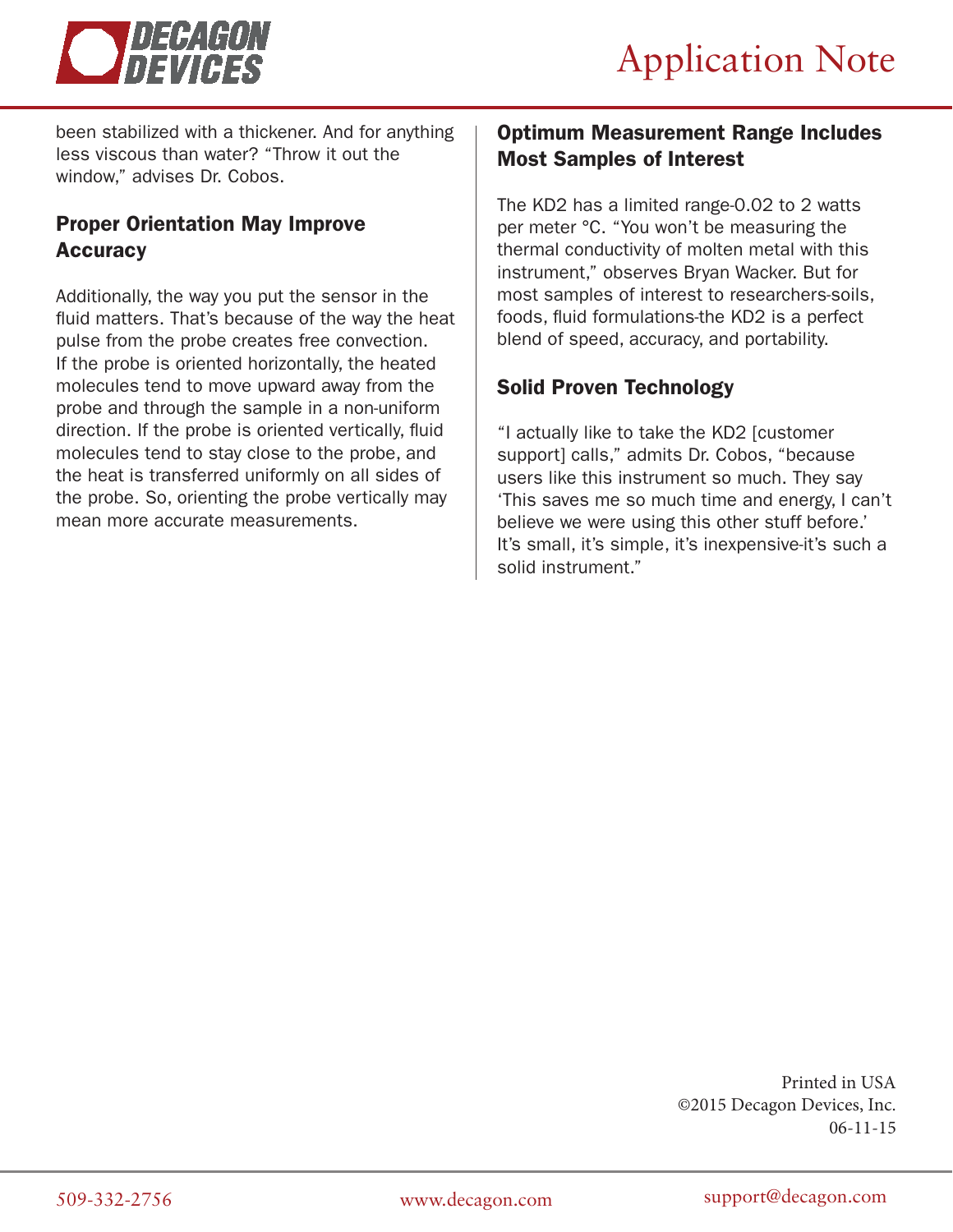been stabilized with a thickener. And for anything less viscous than water? “Throw it out the window,” advises Dr. Cobos.

## Proper Orientation May Improve Accuracy

Additionally, the way you put the sensor in the fluid matters. That’s because of the way the heat pulse from the probe creates free convection. If the probe is oriented horizontally, the heated molecules tend to move upward away from the probe and through the sample in a non-uniform direction. If the probe is oriented vertically, fluid molecules tend to stay close to the probe, and the heat is transferred uniformly on all sides of the probe. So, orienting the probe vertically may mean more accurate measurements.

## Optimum Measurement Range Includes Most Samples of Interest

The KD2 has a limited range-0.02 to 2 watts per meter °C. “You won’t be measuring the thermal conductivity of molten metal with this instrument,” observes Bryan Wacker. But for most samples of interest to researchers-soils, foods, fluid formulations-the KD2 is a perfect blend of speed, accuracy, and portability.

## Solid Proven Technology

“I actually like to take the KD2 [customer support] calls,” admits Dr. Cobos, “because users like this instrument so much. They say ‘This saves me so much time and energy, I can’t believe we were using this other stuff before.’ It’s small, it’s simple, it’s inexpensive-it’s such a solid instrument.”

Printed in USA
©2015 Decagon Devices, Inc.
06-11-15